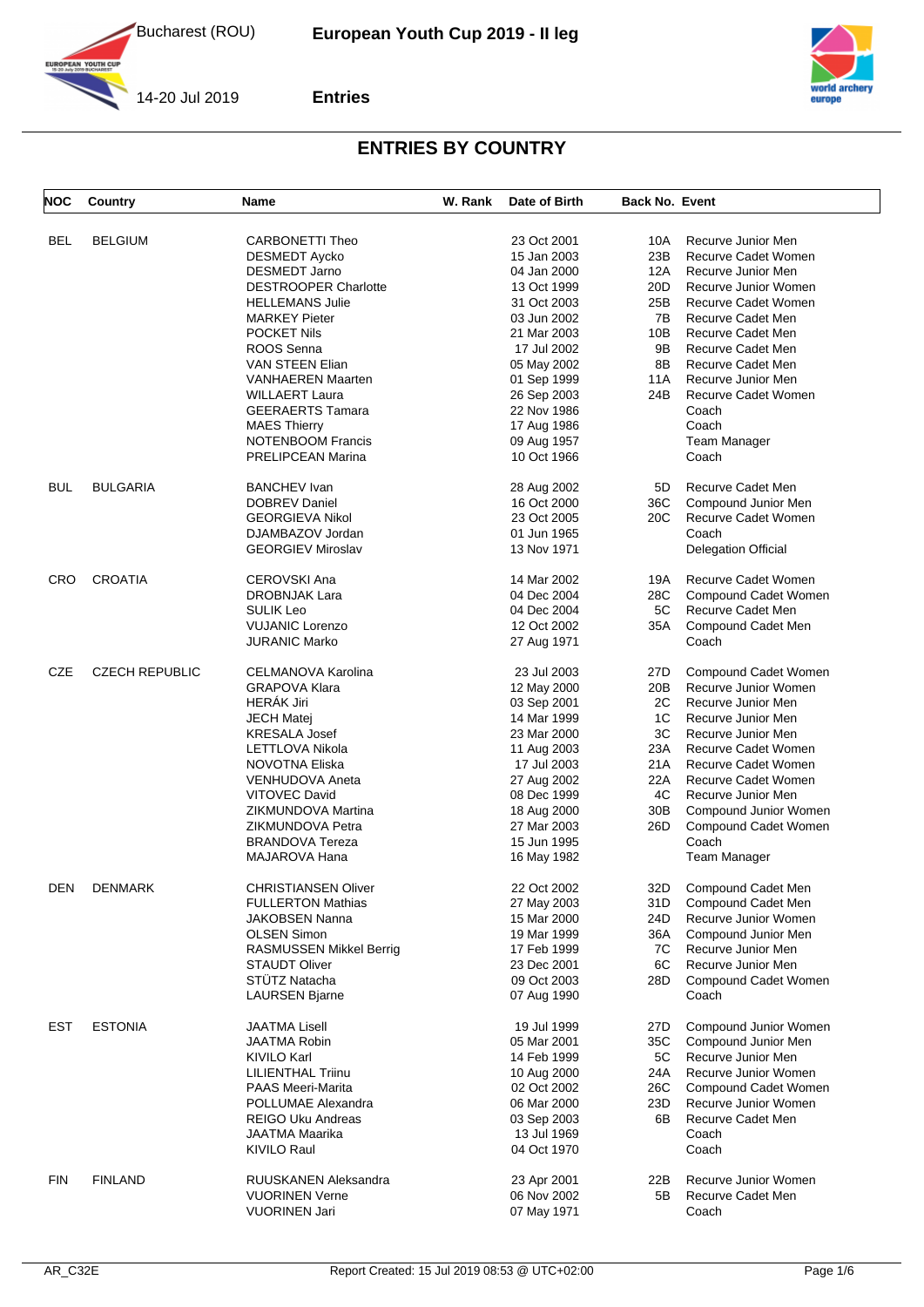# European Youth Cup 2019 - II leg

Bucharest (ROU)

14-20 Jul 2019

**Entries**

## ENTRIES BY COUNTRY

| NOC | Country | Name | W. Rank | Date of Birth | Back No. | Event |
|---|---|---|---|---|---|---|
| BEL | BELGIUM | CARBONETTI Theo | | 23 Oct 2001 | 10A | Recurve Junior Men |
| | | DESMEDT Aycko | | 15 Jan 2003 | 23B | Recurve Cadet Women |
| | | DESMEDT Jarno | | 04 Jan 2000 | 12A | Recurve Junior Men |
| | | DESTROOPER Charlotte | | 13 Oct 1999 | 20D | Recurve Junior Women |
| | | HELLEMANS Julie | | 31 Oct 2003 | 25B | Recurve Cadet Women |
| | | MARKEY Pieter | | 03 Jun 2002 | 7B | Recurve Cadet Men |
| | | POCKET Nils | | 21 Mar 2003 | 10B | Recurve Cadet Men |
| | | ROOS Senna | | 17 Jul 2002 | 9B | Recurve Cadet Men |
| | | VAN STEEN Elian | | 05 May 2002 | 8B | Recurve Cadet Men |
| | | VANHAEREN Maarten | | 01 Sep 1999 | 11A | Recurve Junior Men |
| | | WILLAERT Laura | | 26 Sep 2003 | 24B | Recurve Cadet Women |
| | | GEERAERTS Tamara | | 22 Nov 1986 | | Coach |
| | | MAES Thierry | | 17 Aug 1986 | | Coach |
| | | NOTENBOOM Francis | | 09 Aug 1957 | | Team Manager |
| | | PRELIPCEAN Marina | | 10 Oct 1966 | | Coach |
| BUL | BULGARIA | BANCHEV Ivan | | 28 Aug 2002 | 5D | Recurve Cadet Men |
| | | DOBREV Daniel | | 16 Oct 2000 | 36C | Compound Junior Men |
| | | GEORGIEVA Nikol | | 23 Oct 2005 | 20C | Recurve Cadet Women |
| | | DJAMBAZOV Jordan | | 01 Jun 1965 | | Coach |
| | | GEORGIEV Miroslav | | 13 Nov 1971 | | Delegation Official |
| CRO | CROATIA | CEROVSKI Ana | | 14 Mar 2002 | 19A | Recurve Cadet Women |
| | | DROBNJAK Lara | | 04 Dec 2004 | 28C | Compound Cadet Women |
| | | SULIK Leo | | 04 Dec 2004 | 5C | Recurve Cadet Men |
| | | VUJANIC Lorenzo | | 12 Oct 2002 | 35A | Compound Cadet Men |
| | | JURANIC Marko | | 27 Aug 1971 | | Coach |
| CZE | CZECH REPUBLIC | CELMANOVA Karolina | | 23 Jul 2003 | 27D | Compound Cadet Women |
| | | GRAPOVA Klara | | 12 May 2000 | 20B | Recurve Junior Women |
| | | HERÁK Jiri | | 03 Sep 2001 | 2C | Recurve Junior Men |
| | | JECH Matej | | 14 Mar 1999 | 1C | Recurve Junior Men |
| | | KRESALA Josef | | 23 Mar 2000 | 3C | Recurve Junior Men |
| | | LETTLOVA Nikola | | 11 Aug 2003 | 23A | Recurve Cadet Women |
| | | NOVOTNA Eliska | | 17 Jul 2003 | 21A | Recurve Cadet Women |
| | | VENHUDOVA Aneta | | 27 Aug 2002 | 22A | Recurve Cadet Women |
| | | VITOVEC David | | 08 Dec 1999 | 4C | Recurve Junior Men |
| | | ZIKMUNDOVA Martina | | 18 Aug 2000 | 30B | Compound Junior Women |
| | | ZIKMUNDOVA Petra | | 27 Mar 2003 | 26D | Compound Cadet Women |
| | | BRANDOVA Tereza | | 15 Jun 1995 | | Coach |
| | | MAJAROVA Hana | | 16 May 1982 | | Team Manager |
| DEN | DENMARK | CHRISTIANSEN Oliver | | 22 Oct 2002 | 32D | Compound Cadet Men |
| | | FULLERTON Mathias | | 27 May 2003 | 31D | Compound Cadet Men |
| | | JAKOBSEN Nanna | | 15 Mar 2000 | 24D | Recurve Junior Women |
| | | OLSEN Simon | | 19 Mar 1999 | 36A | Compound Junior Men |
| | | RASMUSSEN Mikkel Berrig | | 17 Feb 1999 | 7C | Recurve Junior Men |
| | | STAUDT Oliver | | 23 Dec 2001 | 6C | Recurve Junior Men |
| | | STÜTZ Natacha | | 09 Oct 2003 | 28D | Compound Cadet Women |
| | | LAURSEN Bjarne | | 07 Aug 1990 | | Coach |
| EST | ESTONIA | JAATMA Lisell | | 19 Jul 1999 | 27D | Compound Junior Women |
| | | JAATMA Robin | | 05 Mar 2001 | 35C | Compound Junior Men |
| | | KIVILO Karl | | 14 Feb 1999 | 5C | Recurve Junior Men |
| | | LILIENTHAL Triinu | | 10 Aug 2000 | 24A | Recurve Junior Women |
| | | PAAS Meeri-Marita | | 02 Oct 2002 | 26C | Compound Cadet Women |
| | | POLLUMAE Alexandra | | 06 Mar 2000 | 23D | Recurve Junior Women |
| | | REIGO Uku Andreas | | 03 Sep 2003 | 6B | Recurve Cadet Men |
| | | JAATMA Maarika | | 13 Jul 1969 | | Coach |
| | | KIVILO Raul | | 04 Oct 1970 | | Coach |
| FIN | FINLAND | RUUSKANEN Aleksandra | | 23 Apr 2001 | 22B | Recurve Junior Women |
| | | VUORINEN Verne | | 06 Nov 2002 | 5B | Recurve Cadet Men |
| | | VUORINEN Jari | | 07 May 1971 | | Coach |

AR_C32E Report Created: 15 Jul 2019 08:53 @ UTC+02:00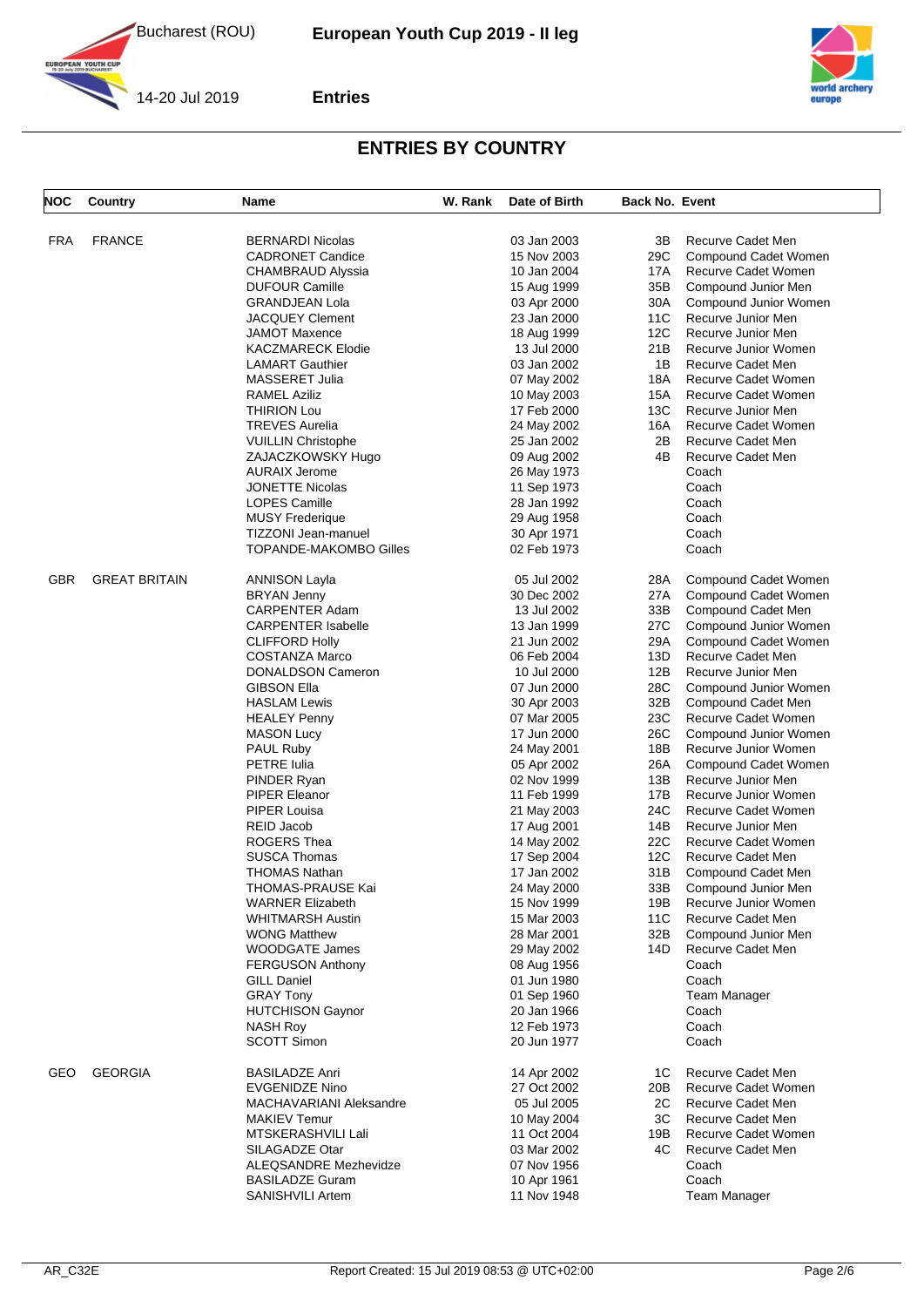## ENTRIES BY COUNTRY

| NOC | Country | Name | W. Rank | Date of Birth | Back No. | Event |
|---|---|---|---|---|---|---|
| FRA | FRANCE | BERNARDI Nicolas | | 03 Jan 2003 | 3B | Recurve Cadet Men |
| | | CADRONET Candice | | 15 Nov 2003 | 29C | Compound Cadet Women |
| | | CHAMBRAUD Alyssia | | 10 Jan 2004 | 17A | Recurve Cadet Women |
| | | DUFOUR Camille | | 15 Aug 1999 | 35B | Compound Junior Men |
| | | GRANDJEAN Lola | | 03 Apr 2000 | 30A | Compound Junior Women |
| | | JACQUEY Clement | | 23 Jan 2000 | 11C | Recurve Junior Men |
| | | JAMOT Maxence | | 18 Aug 1999 | 12C | Recurve Junior Men |
| | | KACZMARECK Elodie | | 13 Jul 2000 | 21B | Recurve Junior Women |
| | | LAMART Gauthier | | 03 Jan 2002 | 1B | Recurve Cadet Men |
| | | MASSERET Julia | | 07 May 2002 | 18A | Recurve Cadet Women |
| | | RAMEL Aziliz | | 10 May 2003 | 15A | Recurve Cadet Women |
| | | THIRION Lou | | 17 Feb 2000 | 13C | Recurve Junior Men |
| | | TREVES Aurelia | | 24 May 2002 | 16A | Recurve Cadet Women |
| | | VUILLIN Christophe | | 25 Jan 2002 | 2B | Recurve Cadet Men |
| | | ZAJACZKOWSKY Hugo | | 09 Aug 2002 | 4B | Recurve Cadet Men |
| | | AURAIX Jerome | | 26 May 1973 | | Coach |
| | | JONETTE Nicolas | | 11 Sep 1973 | | Coach |
| | | LOPES Camille | | 28 Jan 1992 | | Coach |
| | | MUSY Frederique | | 29 Aug 1958 | | Coach |
| | | TIZZONI Jean-manuel | | 30 Apr 1971 | | Coach |
| | | TOPANDE-MAKOMBO Gilles | | 02 Feb 1973 | | Coach |
| GBR | GREAT BRITAIN | ANNISON Layla | | 05 Jul 2002 | 28A | Compound Cadet Women |
| | | BRYAN Jenny | | 30 Dec 2002 | 27A | Compound Cadet Women |
| | | CARPENTER Adam | | 13 Jul 2002 | 33B | Compound Cadet Men |
| | | CARPENTER Isabelle | | 13 Jan 1999 | 27C | Compound Junior Women |
| | | CLIFFORD Holly | | 21 Jun 2002 | 29A | Compound Cadet Women |
| | | COSTANZA Marco | | 06 Feb 2004 | 13D | Recurve Cadet Men |
| | | DONALDSON Cameron | | 10 Jul 2000 | 12B | Recurve Junior Men |
| | | GIBSON Ella | | 07 Jun 2000 | 28C | Compound Junior Women |
| | | HASLAM Lewis | | 30 Apr 2003 | 32B | Compound Cadet Men |
| | | HEALEY Penny | | 07 Mar 2005 | 23C | Recurve Cadet Women |
| | | MASON Lucy | | 17 Jun 2000 | 26C | Compound Junior Women |
| | | PAUL Ruby | | 24 May 2001 | 18B | Recurve Junior Women |
| | | PETRE Iulia | | 05 Apr 2002 | 26A | Compound Cadet Women |
| | | PINDER Ryan | | 02 Nov 1999 | 13B | Recurve Junior Men |
| | | PIPER Eleanor | | 11 Feb 1999 | 17B | Recurve Junior Women |
| | | PIPER Louisa | | 21 May 2003 | 24C | Recurve Cadet Women |
| | | REID Jacob | | 17 Aug 2001 | 14B | Recurve Junior Men |
| | | ROGERS Thea | | 14 May 2002 | 22C | Recurve Cadet Women |
| | | SUSCA Thomas | | 17 Sep 2004 | 12C | Recurve Cadet Men |
| | | THOMAS Nathan | | 17 Jan 2002 | 31B | Compound Cadet Men |
| | | THOMAS-PRAUSE Kai | | 24 May 2000 | 33B | Compound Junior Men |
| | | WARNER Elizabeth | | 15 Nov 1999 | 19B | Recurve Junior Women |
| | | WHITMARSH Austin | | 15 Mar 2003 | 11C | Recurve Cadet Men |
| | | WONG Matthew | | 28 Mar 2001 | 32B | Compound Junior Men |
| | | WOODGATE James | | 29 May 2002 | 14D | Recurve Cadet Men |
| | | FERGUSON Anthony | | 08 Aug 1956 | | Coach |
| | | GILL Daniel | | 01 Jun 1980 | | Coach |
| | | GRAY Tony | | 01 Sep 1960 | | Team Manager |
| | | HUTCHISON Gaynor | | 20 Jan 1966 | | Coach |
| | | NASH Roy | | 12 Feb 1973 | | Coach |
| | | SCOTT Simon | | 20 Jun 1977 | | Coach |
| GEO | GEORGIA | BASILADZE Anri | | 14 Apr 2002 | 1C | Recurve Cadet Men |
| | | EVGENIDZE Nino | | 27 Oct 2002 | 20B | Recurve Cadet Women |
| | | MACHAVARIANI Aleksandre | | 05 Jul 2002 | 2C | Recurve Cadet Men |
| | | MAKIEV Temur | | 10 May 2004 | 3C | Recurve Cadet Men |
| | | MTSKERASHVILI Lali | | 11 Oct 2004 | 19B | Recurve Cadet Women |
| | | SILAGADZE Otar | | 03 Mar 2002 | 4C | Recurve Cadet Men |
| | | ALEQSANDRE Mezhevidze | | 07 Nov 1956 | | Coach |
| | | BASILADZE Guram | | 10 Apr 1961 | | Coach |
| | | SANISHVILI Artem | | 11 Nov 1948 | | Team Manager |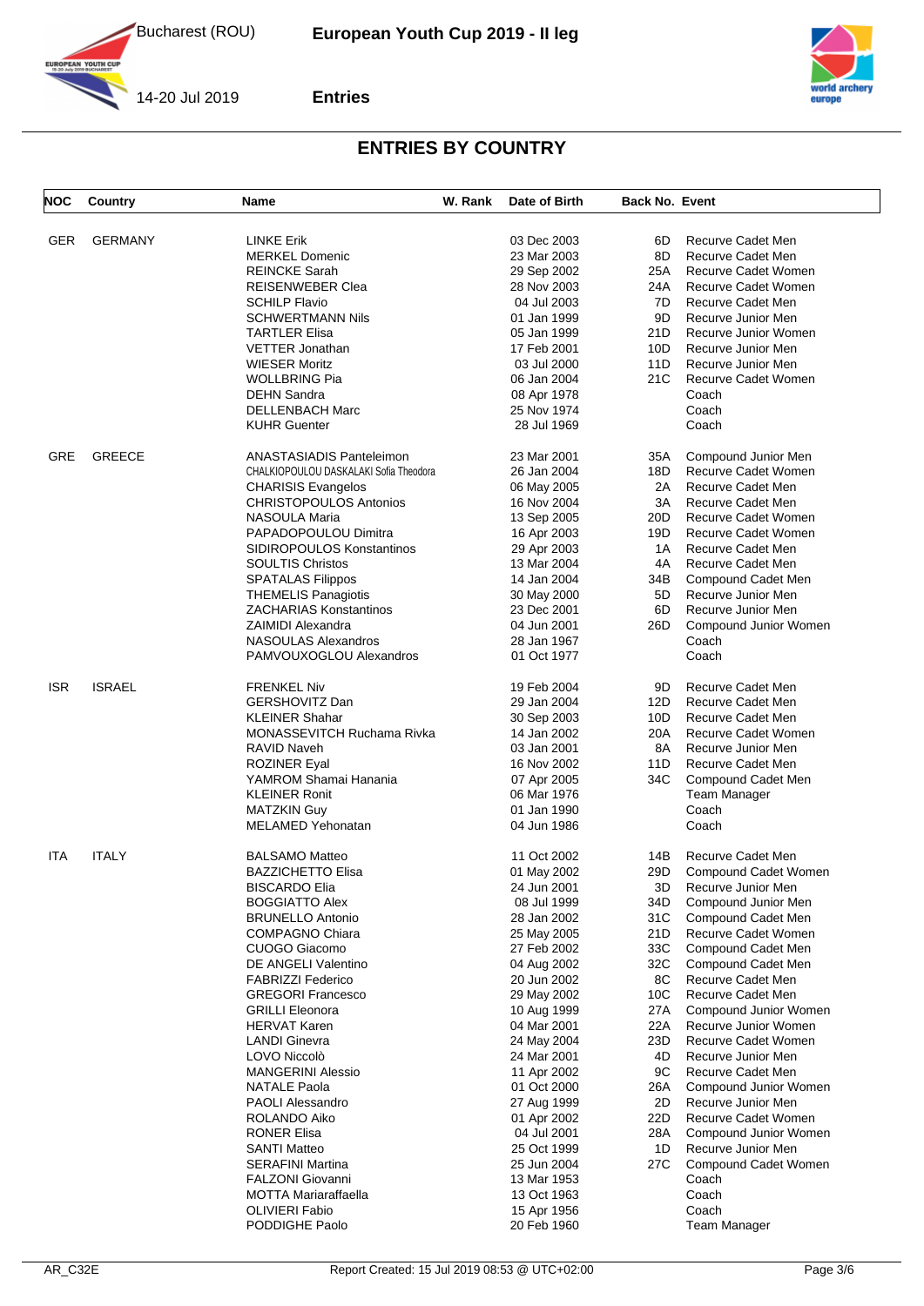# ENTRIES BY COUNTRY

| NOC | Country | Name | W. Rank | Date of Birth | Back No. | Event |
|---|---|---|---|---|---|---|
| GER | GERMANY | LINKE Erik | | 03 Dec 2003 | 6D | Recurve Cadet Men |
| | | MERKEL Domenic | | 23 Mar 2003 | 8D | Recurve Cadet Men |
| | | REINCKE Sarah | | 29 Sep 2002 | 25A | Recurve Cadet Women |
| | | REISENWEBER Clea | | 28 Nov 2003 | 24A | Recurve Cadet Women |
| | | SCHILP Flavio | | 04 Jul 2003 | 7D | Recurve Cadet Men |
| | | SCHWERTMANN Nils | | 01 Jan 1999 | 9D | Recurve Junior Men |
| | | TARTLER Elisa | | 05 Jan 1999 | 21D | Recurve Junior Women |
| | | VETTER Jonathan | | 17 Feb 2001 | 10D | Recurve Junior Men |
| | | WIESER Moritz | | 03 Jul 2000 | 11D | Recurve Junior Men |
| | | WOLLBRING Pia | | 06 Jan 2004 | 21C | Recurve Cadet Women |
| | | DEHN Sandra | | 08 Apr 1978 | | Coach |
| | | DELLENBACH Marc | | 25 Nov 1974 | | Coach |
| | | KUHR Guenter | | 28 Jul 1969 | | Coach |
| GRE | GREECE | ANASTASIADIS Panteleimon | | 23 Mar 2001 | 35A | Compound Junior Men |
| | | CHALKIOPOULOU DASKALAKI Sofia Theodora | | 26 Jan 2004 | 18D | Recurve Cadet Women |
| | | CHARISIS Evangelos | | 06 May 2005 | 2A | Recurve Cadet Men |
| | | CHRISTOPOULOS Antonios | | 16 Nov 2004 | 3A | Recurve Cadet Men |
| | | NASOULA Maria | | 13 Sep 2005 | 20D | Recurve Cadet Women |
| | | PAPADOPOULOU Dimitra | | 16 Apr 2003 | 19D | Recurve Cadet Women |
| | | SIDIROPOULOS Konstantinos | | 29 Apr 2003 | 1A | Recurve Cadet Men |
| | | SOULTIS Christos | | 13 Mar 2004 | 4A | Recurve Cadet Men |
| | | SPATALAS Filippos | | 14 Jan 2004 | 34B | Compound Cadet Men |
| | | THEMELIS Panagiotis | | 30 May 2000 | 5D | Recurve Junior Men |
| | | ZACHARIAS Konstantinos | | 23 Dec 2001 | 6D | Recurve Junior Men |
| | | ZAIMIDI Alexandra | | 04 Jun 2001 | 26D | Compound Junior Women |
| | | NASOULAS Alexandros | | 28 Jan 1967 | | Coach |
| | | PAMVOUXOGLOU Alexandros | | 01 Oct 1977 | | Coach |
| ISR | ISRAEL | FRENKEL Niv | | 19 Feb 2004 | 9D | Recurve Cadet Men |
| | | GERSHOVITZ Dan | | 29 Jan 2004 | 12D | Recurve Cadet Men |
| | | KLEINER Shahar | | 30 Sep 2003 | 10D | Recurve Cadet Men |
| | | MONASSEVITCH Ruchama Rivka | | 14 Jan 2002 | 20A | Recurve Cadet Women |
| | | RAVID Naveh | | 03 Jan 2001 | 8A | Recurve Junior Men |
| | | ROZINER Eyal | | 16 Nov 2002 | 11D | Recurve Cadet Men |
| | | YAMROM Shamai Hanania | | 07 Apr 2005 | 34C | Compound Cadet Men |
| | | KLEINER Ronit | | 06 Mar 1976 | | Team Manager |
| | | MATZKIN Guy | | 01 Jan 1990 | | Coach |
| | | MELAMED Yehonatan | | 04 Jun 1986 | | Coach |
| ITA | ITALY | BALSAMO Matteo | | 11 Oct 2002 | 14B | Recurve Cadet Men |
| | | BAZZICHETTO Elisa | | 01 May 2002 | 29D | Compound Cadet Women |
| | | BISCARDO Elia | | 24 Jun 2001 | 3D | Recurve Junior Men |
| | | BOGGIATTO Alex | | 08 Jul 1999 | 34D | Compound Junior Men |
| | | BRUNELLO Antonio | | 28 Jan 2002 | 31C | Compound Cadet Men |
| | | COMPAGNO Chiara | | 25 May 2005 | 21D | Recurve Cadet Women |
| | | CUOGO Giacomo | | 27 Feb 2002 | 33C | Compound Cadet Men |
| | | DE ANGELI Valentino | | 04 Aug 2002 | 32C | Compound Cadet Men |
| | | FABRIZZI Federico | | 20 Jun 2002 | 8C | Recurve Cadet Men |
| | | GREGORI Francesco | | 29 May 2002 | 10C | Recurve Cadet Men |
| | | GRILLI Eleonora | | 10 Aug 1999 | 27A | Compound Junior Women |
| | | HERVAT Karen | | 04 Mar 2001 | 22A | Recurve Junior Women |
| | | LANDI Ginevra | | 24 May 2004 | 23D | Recurve Cadet Women |
| | | LOVO Niccolò | | 24 Mar 2001 | 4D | Recurve Junior Men |
| | | MANGERINI Alessio | | 11 Apr 2002 | 9C | Recurve Cadet Men |
| | | NATALE Paola | | 01 Oct 2000 | 26A | Compound Junior Women |
| | | PAOLI Alessandro | | 27 Aug 1999 | 2D | Recurve Junior Men |
| | | ROLANDO Aiko | | 01 Apr 2002 | 22D | Recurve Cadet Women |
| | | RONER Elisa | | 04 Jul 2001 | 28A | Compound Junior Women |
| | | SANTI Matteo | | 25 Oct 1999 | 1D | Recurve Junior Men |
| | | SERAFINI Martina | | 25 Jun 2004 | 27C | Compound Cadet Women |
| | | FALZONI Giovanni | | 13 Mar 1953 | | Coach |
| | | MOTTA Mariaraffaella | | 13 Oct 1963 | | Coach |
| | | OLIVIERI Fabio | | 15 Apr 1956 | | Coach |
| | | PODDIGHE Paolo | | 20 Feb 1960 | | Team Manager |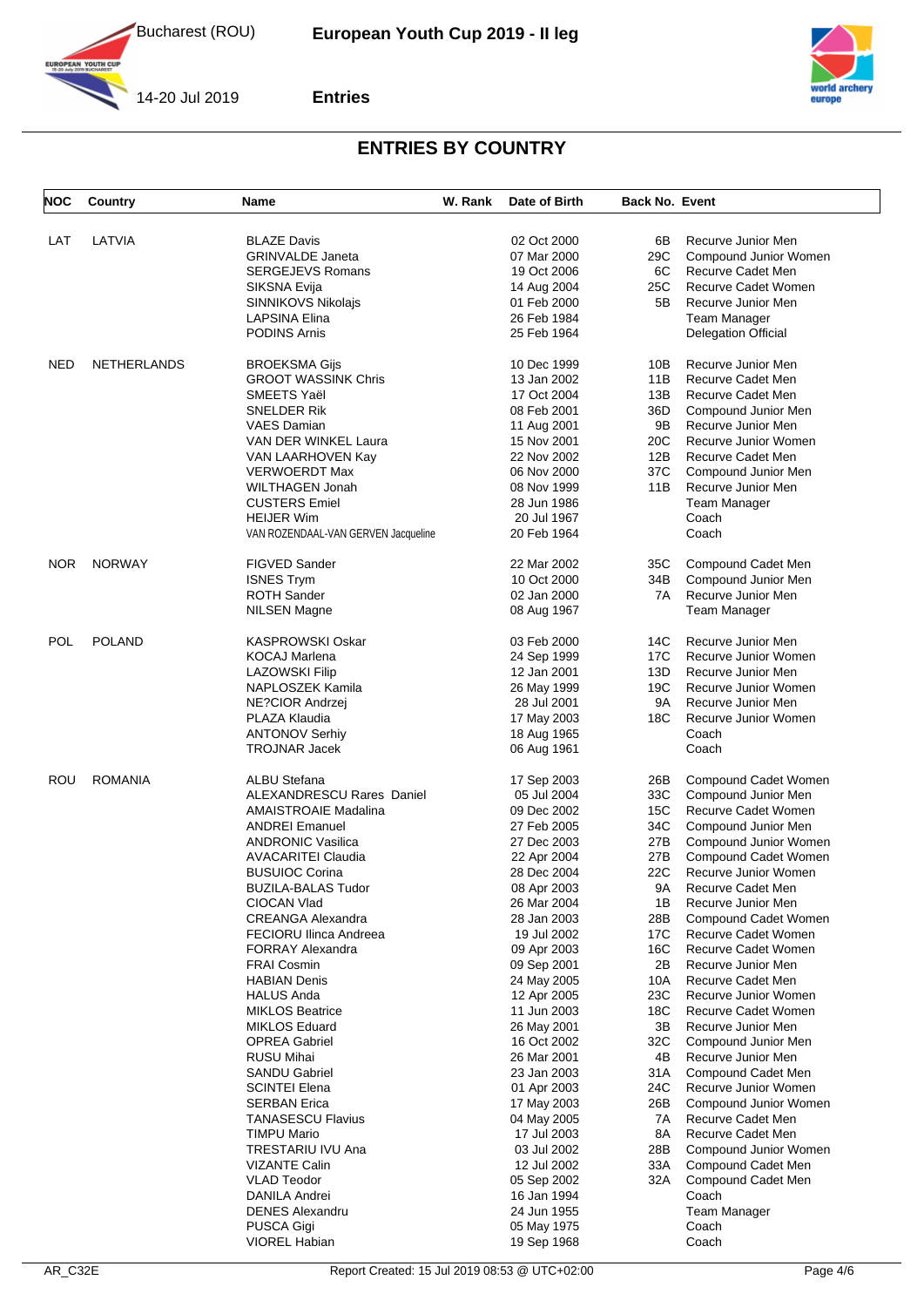## ENTRIES BY COUNTRY

| NOC | Country | Name | W. Rank | Date of Birth | Back No. | Event |
|---|---|---|---|---|---|---|
| LAT | LATVIA | BLAZE Davis | | 02 Oct 2000 | 6B | Recurve Junior Men |
| | | GRINVALDE Janeta | | 07 Mar 2000 | 29C | Compound Junior Women |
| | | SERGEJEVS Romans | | 19 Oct 2006 | 6C | Recurve Cadet Men |
| | | SIKSNA Evija | | 14 Aug 2004 | 25C | Recurve Cadet Women |
| | | SINNIKOVS Nikolajs | | 01 Feb 2000 | 5B | Recurve Junior Men |
| | | LAPSINA Elina | | 26 Feb 1984 | | Team Manager |
| | | PODINS Arnis | | 25 Feb 1964 | | Delegation Official |
| NED | NETHERLANDS | BROEKSMA Gijs | | 10 Dec 1999 | 10B | Recurve Junior Men |
| | | GROOT WASSINK Chris | | 13 Jan 2002 | 11B | Recurve Cadet Men |
| | | SMEETS Yaël | | 17 Oct 2004 | 13B | Recurve Cadet Men |
| | | SNELDER Rik | | 08 Feb 2001 | 36D | Compound Junior Men |
| | | VAES Damian | | 11 Aug 2001 | 9B | Recurve Junior Men |
| | | VAN DER WINKEL Laura | | 15 Nov 2001 | 20C | Recurve Junior Women |
| | | VAN LAARHOVEN Kay | | 22 Nov 2002 | 12B | Recurve Cadet Men |
| | | VERWOERDT Max | | 06 Nov 2000 | 37C | Compound Junior Men |
| | | WILTHAGEN Jonah | | 08 Nov 1999 | 11B | Recurve Junior Men |
| | | CUSTERS Emiel | | 28 Jun 1986 | | Team Manager |
| | | HEIJER Wim | | 20 Jul 1967 | | Coach |
| | | VAN ROZENDAAL-VAN GERVEN Jacqueline | | 20 Feb 1964 | | Coach |
| NOR | NORWAY | FIGVED Sander | | 22 Mar 2002 | 35C | Compound Cadet Men |
| | | ISNES Trym | | 10 Oct 2000 | 34B | Compound Junior Men |
| | | ROTH Sander | | 02 Jan 2000 | 7A | Recurve Junior Men |
| | | NILSEN Magne | | 08 Aug 1967 | | Team Manager |
| POL | POLAND | KASPROWSKI Oskar | | 03 Feb 2000 | 14C | Recurve Junior Men |
| | | KOCAJ Marlena | | 24 Sep 1999 | 17C | Recurve Junior Women |
| | | LAZOWSKI Filip | | 12 Jan 2001 | 13D | Recurve Junior Men |
| | | NAPLOSZEK Kamila | | 26 May 1999 | 19C | Recurve Junior Women |
| | | NE?CIOR Andrzej | | 28 Jul 2001 | 9A | Recurve Junior Men |
| | | PLAZA Klaudia | | 17 May 2003 | 18C | Recurve Junior Women |
| | | ANTONOV Serhiy | | 18 Aug 1965 | | Coach |
| | | TROJNAR Jacek | | 06 Aug 1961 | | Coach |
| ROU | ROMANIA | ALBU Stefana | | 17 Sep 2003 | 26B | Compound Cadet Women |
| | | ALEXANDRESCU Rares Daniel | | 05 Jul 2004 | 33C | Compound Junior Men |
| | | AMAISTROAIE Madalina | | 09 Dec 2002 | 15C | Recurve Cadet Women |
| | | ANDREI Emanuel | | 27 Feb 2005 | 34C | Compound Junior Men |
| | | ANDRONIC Vasilica | | 27 Dec 2003 | 27B | Compound Junior Women |
| | | AVACARITEI Claudia | | 22 Apr 2004 | 27B | Compound Cadet Women |
| | | BUSUIOC Corina | | 28 Dec 2004 | 22C | Recurve Junior Women |
| | | BUZILA-BALAS Tudor | | 08 Apr 2003 | 9A | Recurve Cadet Men |
| | | CIOCAN Vlad | | 26 Mar 2004 | 1B | Recurve Junior Men |
| | | CREANGA Alexandra | | 28 Jan 2003 | 28B | Compound Cadet Women |
| | | FECIORU Ilinca Andreea | | 19 Jul 2002 | 17C | Recurve Cadet Women |
| | | FORRAY Alexandra | | 09 Apr 2003 | 16C | Recurve Cadet Women |
| | | FRAI Cosmin | | 09 Sep 2001 | 2B | Recurve Junior Men |
| | | HABIAN Denis | | 24 May 2005 | 10A | Recurve Cadet Men |
| | | HALUS Anda | | 12 Apr 2005 | 23C | Recurve Junior Women |
| | | MIKLOS Beatrice | | 11 Jun 2003 | 18C | Recurve Cadet Women |
| | | MIKLOS Eduard | | 26 May 2001 | 3B | Recurve Junior Men |
| | | OPREA Gabriel | | 16 Oct 2002 | 32C | Compound Junior Men |
| | | RUSU Mihai | | 26 Mar 2001 | 4B | Recurve Junior Men |
| | | SANDU Gabriel | | 23 Jan 2003 | 31A | Compound Cadet Men |
| | | SCINTEI Elena | | 01 Apr 2003 | 24C | Recurve Junior Women |
| | | SERBAN Erica | | 17 May 2003 | 26B | Compound Junior Women |
| | | TANASESCU Flavius | | 04 May 2005 | 7A | Recurve Cadet Men |
| | | TIMPU Mario | | 17 Jul 2003 | 8A | Recurve Cadet Men |
| | | TRESTARIU IVU Ana | | 03 Jul 2002 | 28B | Compound Junior Women |
| | | VIZANTE Calin | | 12 Jul 2002 | 33A | Compound Cadet Men |
| | | VLAD Teodor | | 05 Sep 2002 | 32A | Compound Cadet Men |
| | | DANILA Andrei | | 16 Jan 1994 | | Coach |
| | | DENES Alexandru | | 24 Jun 1955 | | Team Manager |
| | | PUSCA Gigi | | 05 May 1975 | | Coach |
| | | VIOREL Habian | | 19 Sep 1968 | | Coach |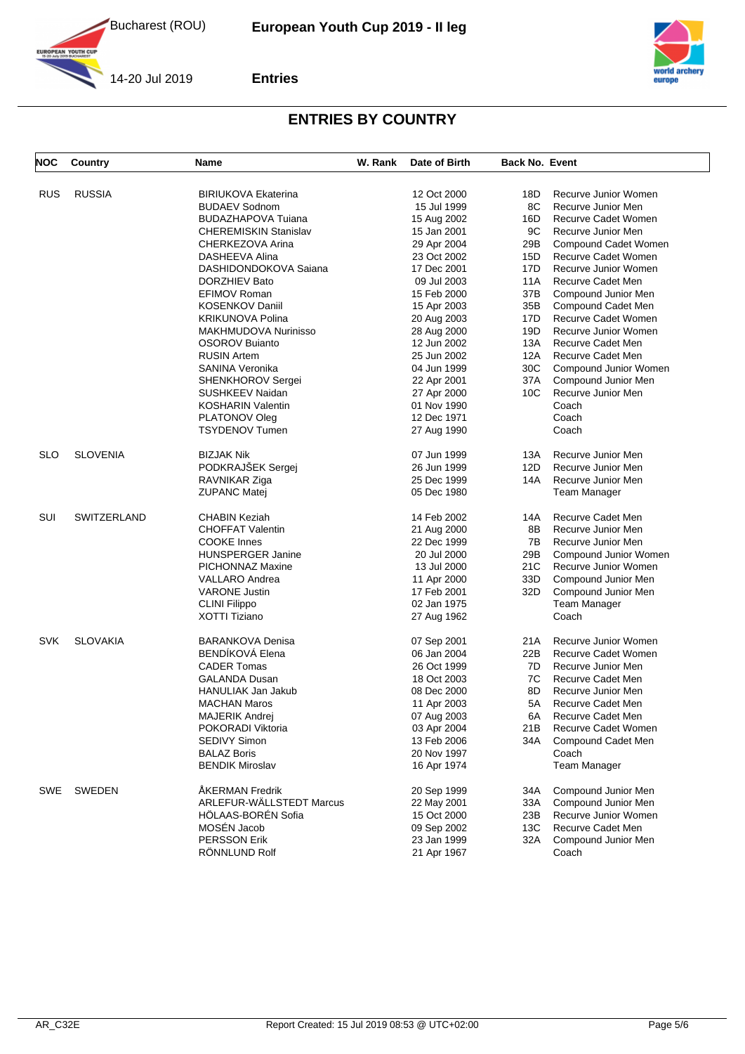## ENTRIES BY COUNTRY

| NOC | Country | Name | W. Rank | Date of Birth | Back No. | Event |
|---|---|---|---|---|---|---|
| RUS | RUSSIA | BIRIUKOVA Ekaterina | | 12 Oct 2000 | 18D | Recurve Junior Women |
| | | BUDAEV Sodnom | | 15 Jul 1999 | 8C | Recurve Junior Men |
| | | BUDAZHAPOVA Tuiana | | 15 Aug 2002 | 16D | Recurve Cadet Women |
| | | CHEREMISKIN Stanislav | | 15 Jan 2001 | 9C | Recurve Junior Men |
| | | CHERKEZOVA Arina | | 29 Apr 2004 | 29B | Compound Cadet Women |
| | | DASHEEVA Alina | | 23 Oct 2002 | 15D | Recurve Cadet Women |
| | | DASHIDONDOKOVA Saiana | | 17 Dec 2001 | 17D | Recurve Junior Women |
| | | DORZHIEV Bato | | 09 Jul 2003 | 11A | Recurve Cadet Men |
| | | EFIMOV Roman | | 15 Feb 2000 | 37B | Compound Junior Men |
| | | KOSENKOV Daniil | | 15 Apr 2003 | 35B | Compound Cadet Men |
| | | KRIKUNOVA Polina | | 20 Aug 2003 | 17D | Recurve Cadet Women |
| | | MAKHMUDOVA Nurinisso | | 28 Aug 2000 | 19D | Recurve Junior Women |
| | | OSOROV Buianto | | 12 Jun 2002 | 13A | Recurve Cadet Men |
| | | RUSIN Artem | | 25 Jun 2002 | 12A | Recurve Cadet Men |
| | | SANINA Veronika | | 04 Jun 1999 | 30C | Compound Junior Women |
| | | SHENKHOROV Sergei | | 22 Apr 2001 | 37A | Compound Junior Men |
| | | SUSHKEEV Naidan | | 27 Apr 2000 | 10C | Recurve Junior Men |
| | | KOSHARIN Valentin | | 01 Nov 1990 | | Coach |
| | | PLATONOV Oleg | | 12 Dec 1971 | | Coach |
| | | TSYDENOV Tumen | | 27 Aug 1990 | | Coach |
| SLO | SLOVENIA | BIZJAK Nik | | 07 Jun 1999 | 13A | Recurve Junior Men |
| | | PODKRAJŠEK Sergej | | 26 Jun 1999 | 12D | Recurve Junior Men |
| | | RAVNIKAR Ziga | | 25 Dec 1999 | 14A | Recurve Junior Men |
| | | ZUPANC Matej | | 05 Dec 1980 | | Team Manager |
| SUI | SWITZERLAND | CHABIN Keziah | | 14 Feb 2002 | 14A | Recurve Cadet Men |
| | | CHOFFAT Valentin | | 21 Aug 2000 | 8B | Recurve Junior Men |
| | | COOKE Innes | | 22 Dec 1999 | 7B | Recurve Junior Men |
| | | HUNSPERGER Janine | | 20 Jul 2000 | 29B | Compound Junior Women |
| | | PICHONNAZ Maxine | | 13 Jul 2000 | 21C | Recurve Junior Women |
| | | VALLARO Andrea | | 11 Apr 2000 | 33D | Compound Junior Men |
| | | VARONE Justin | | 17 Feb 2001 | 32D | Compound Junior Men |
| | | CLINI Filippo | | 02 Jan 1975 | | Team Manager |
| | | XOTTI Tiziano | | 27 Aug 1962 | | Coach |
| SVK | SLOVAKIA | BARANKOVA Denisa | | 07 Sep 2001 | 21A | Recurve Junior Women |
| | | BENDÍKOVÁ Elena | | 06 Jan 2004 | 22B | Recurve Cadet Women |
| | | CADER Tomas | | 26 Oct 1999 | 7D | Recurve Junior Men |
| | | GALANDA Dusan | | 18 Oct 2003 | 7C | Recurve Cadet Men |
| | | HANULIAK Jan Jakub | | 08 Dec 2000 | 8D | Recurve Junior Men |
| | | MACHAN Maros | | 11 Apr 2003 | 5A | Recurve Cadet Men |
| | | MAJERIK Andrej | | 07 Aug 2003 | 6A | Recurve Cadet Men |
| | | POKORADI Viktoria | | 03 Apr 2004 | 21B | Recurve Cadet Women |
| | | SEDIVY Simon | | 13 Feb 2006 | 34A | Compound Cadet Men |
| | | BALAZ Boris | | 20 Nov 1997 | | Coach |
| | | BENDIK Miroslav | | 16 Apr 1974 | | Team Manager |
| SWE | SWEDEN | ÅKERMAN Fredrik | | 20 Sep 1999 | 34A | Compound Junior Men |
| | | ARLEFUR-WÄLLSTEDT Marcus | | 22 May 2001 | 33A | Compound Junior Men |
| | | HÖLAAS-BORÉN Sofia | | 15 Oct 2000 | 23B | Recurve Junior Women |
| | | MOSÉN Jacob | | 09 Sep 2002 | 13C | Recurve Cadet Men |
| | | PERSSON Erik | | 23 Jan 1999 | 32A | Compound Junior Men |
| | | RÖNNLUND Rolf | | 21 Apr 1967 | | Coach |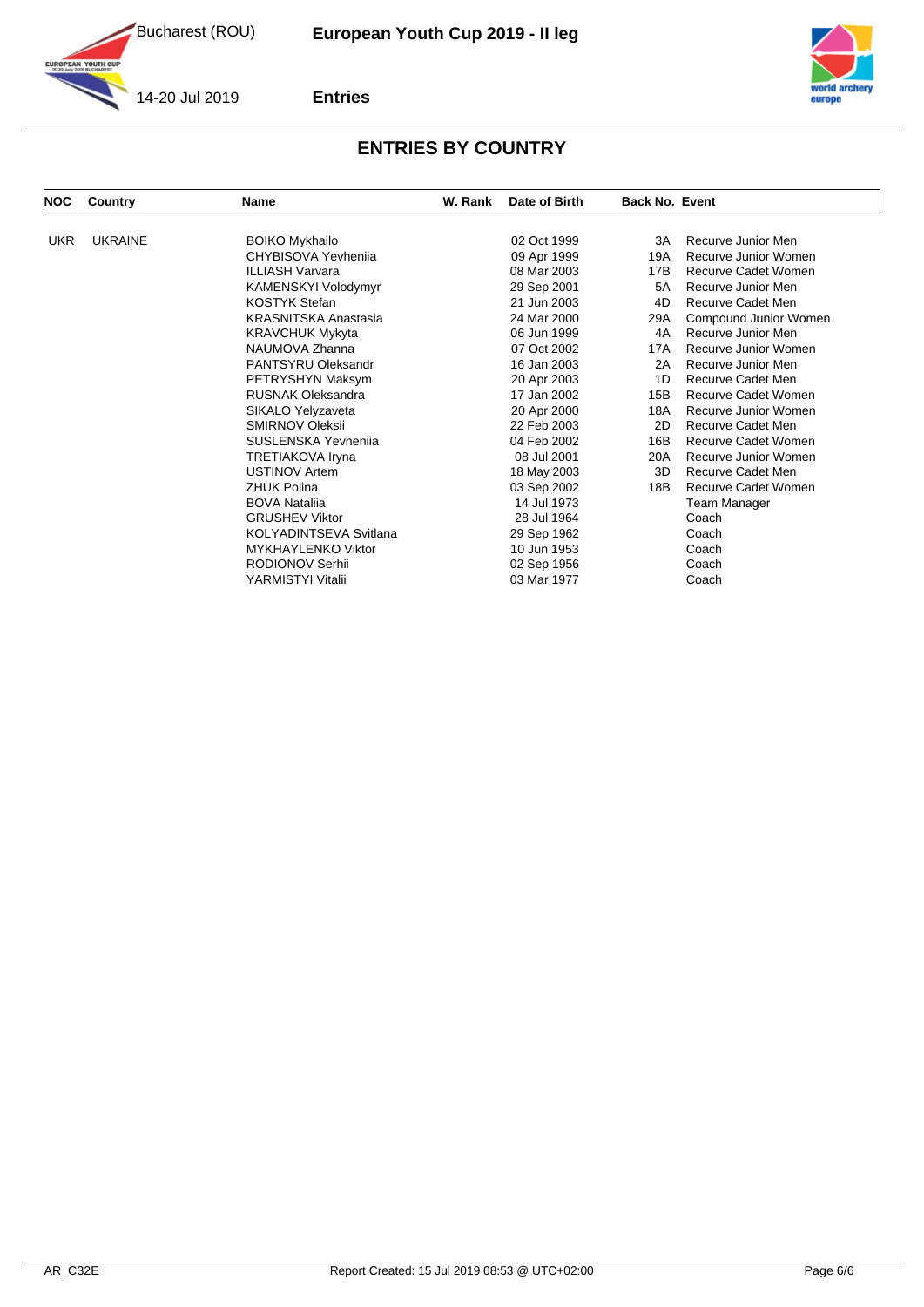## ENTRIES BY COUNTRY

| NOC | Country | Name | W. Rank | Date of Birth | Back No. | Event |
|---|---|---|---|---|---|---|
| UKR | UKRAINE | BOIKO Mykhailo | | 02 Oct 1999 | 3A | Recurve Junior Men |
| | | CHYBISOVA Yevheniia | | 09 Apr 1999 | 19A | Recurve Junior Women |
| | | ILLIASH Varvara | | 08 Mar 2003 | 17B | Recurve Cadet Women |
| | | KAMENSKYI Volodymyr | | 29 Sep 2001 | 5A | Recurve Junior Men |
| | | KOSTYK Stefan | | 21 Jun 2003 | 4D | Recurve Cadet Men |
| | | KRASNITSKA Anastasia | | 24 Mar 2000 | 29A | Compound Junior Women |
| | | KRAVCHUK Mykyta | | 06 Jun 1999 | 4A | Recurve Junior Men |
| | | NAUMOVA Zhanna | | 07 Oct 2002 | 17A | Recurve Junior Women |
| | | PANTSYRU Oleksandr | | 16 Jan 2003 | 2A | Recurve Junior Men |
| | | PETRYSHYN Maksym | | 20 Apr 2003 | 1D | Recurve Cadet Men |
| | | RUSNAK Oleksandra | | 17 Jan 2002 | 15B | Recurve Cadet Women |
| | | SIKALO Yelyzaveta | | 20 Apr 2000 | 18A | Recurve Junior Women |
| | | SMIRNOV Oleksii | | 22 Feb 2003 | 2D | Recurve Cadet Men |
| | | SUSLENSKA Yevheniia | | 04 Feb 2002 | 16B | Recurve Cadet Women |
| | | TRETIAKOVA Iryna | | 08 Jul 2001 | 20A | Recurve Junior Women |
| | | USTINOV Artem | | 18 May 2003 | 3D | Recurve Cadet Men |
| | | ZHUK Polina | | 03 Sep 2002 | 18B | Recurve Cadet Women |
| | | BOVA Nataliia | | 14 Jul 1973 | | Team Manager |
| | | GRUSHEV Viktor | | 28 Jul 1964 | | Coach |
| | | KOLYADINTSEVA Svitlana | | 29 Sep 1962 | | Coach |
| | | MYKHAYLENKO Viktor | | 10 Jun 1953 | | Coach |
| | | RODIONOV Serhii | | 02 Sep 1956 | | Coach |
| | | YARMISTYI Vitalii | | 03 Mar 1977 | | Coach |